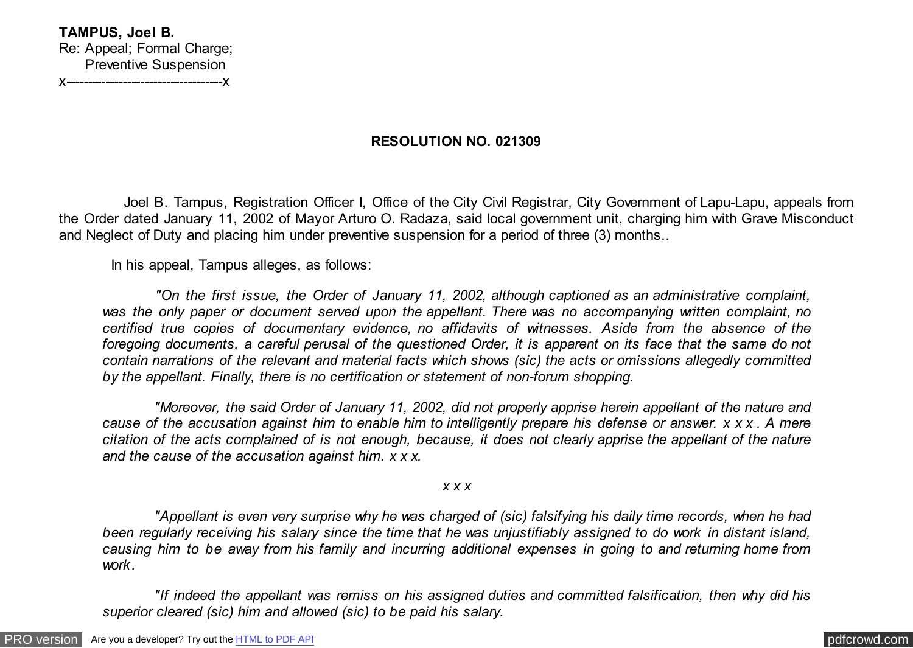**TAMPUS, Joel B.**
Re: Appeal; Formal Charge;
Preventive Suspension
x------------------------------------x

**RESOLUTION NO. 021309**

Joel B. Tampus, Registration Officer I, Office of the City Civil Registrar, City Government of Lapu-Lapu, appeals from the Order dated January 11, 2002 of Mayor Arturo O. Radaza, said local government unit, charging him with Grave Misconduct and Neglect of Duty and placing him under preventive suspension for a period of three (3) months..

In his appeal, Tampus alleges, as follows:

> *"On the first issue, the Order of January 11, 2002, although captioned as an administrative complaint, was the only paper or document served upon the appellant. There was no accompanying written complaint, no certified true copies of documentary evidence, no affidavits of witnesses. Aside from the absence of the foregoing documents, a careful perusal of the questioned Order, it is apparent on its face that the same do not contain narrations of the relevant and material facts which shows (sic) the acts or omissions allegedly committed by the appellant. Finally, there is no certification or statement of non-forum shopping.*
>
> *"Moreover, the said Order of January 11, 2002, did not properly apprise herein appellant of the nature and cause of the accusation against him to enable him to intelligently prepare his defense or answer. x x x . A mere citation of the acts complained of is not enough, because, it does not clearly apprise the appellant of the nature and the cause of the accusation against him. x x x.*
>
> *x x x*
>
> *"Appellant is even very surprise why he was charged of (sic) falsifying his daily time records, when he had been regularly receiving his salary since the time that he was unjustifiably assigned to do work in distant island, causing him to be away from his family and incurring additional expenses in going to and returning home from work.*
>
> *"If indeed the appellant was remiss on his assigned duties and committed falsification, then why did his superior cleared (sic) him and allowed (sic) to be paid his salary.*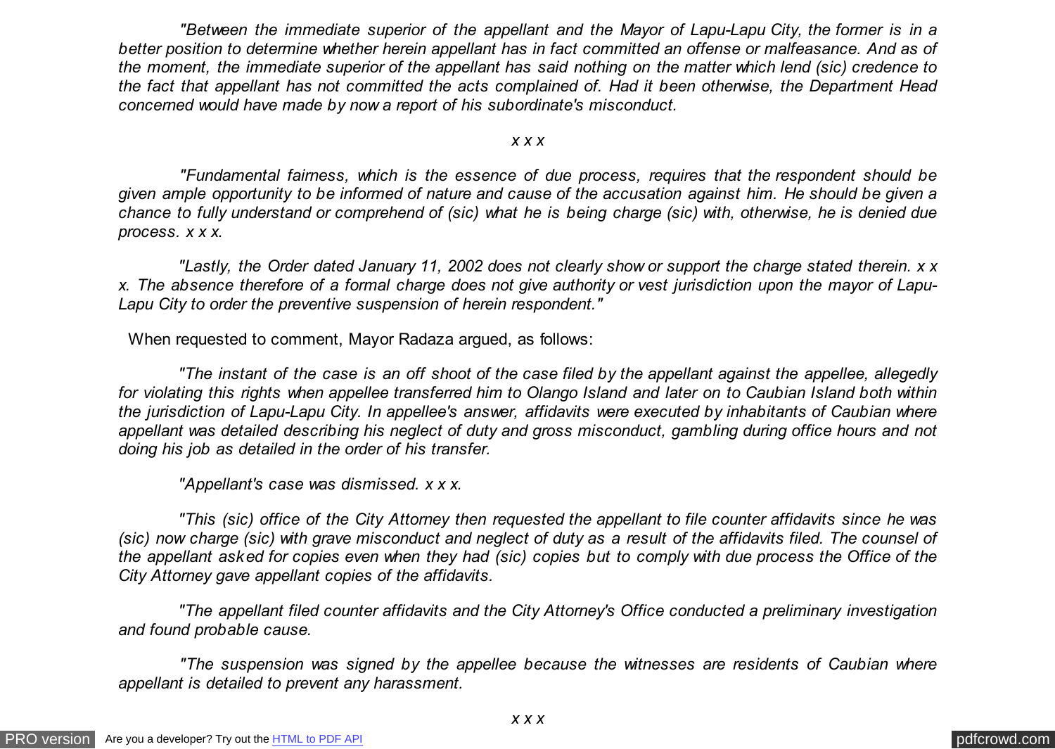*"Between the immediate superior of the appellant and the Mayor of Lapu-Lapu City, the former is in a better position to determine whether herein appellant has in fact committed an offense or malfeasance. And as of the moment, the immediate superior of the appellant has said nothing on the matter which lend (sic) credence to the fact that appellant has not committed the acts complained of. Had it been otherwise, the Department Head concerned would have made by now a report of his subordinate's misconduct.*

*x x x*

*"Fundamental fairness, which is the essence of due process, requires that the respondent should be given ample opportunity to be informed of nature and cause of the accusation against him. He should be given a chance to fully understand or comprehend of (sic) what he is being charge (sic) with, otherwise, he is denied due process. x x x.*

*"Lastly, the Order dated January 11, 2002 does not clearly show or support the charge stated therein. x x x. The absence therefore of a formal charge does not give authority or vest jurisdiction upon the mayor of Lapu-Lapu City to order the preventive suspension of herein respondent."*

When requested to comment, Mayor Radaza argued, as follows:

*"The instant of the case is an off shoot of the case filed by the appellant against the appellee, allegedly for violating this rights when appellee transferred him to Olango Island and later on to Caubian Island both within the jurisdiction of Lapu-Lapu City. In appellee's answer, affidavits were executed by inhabitants of Caubian where appellant was detailed describing his neglect of duty and gross misconduct, gambling during office hours and not doing his job as detailed in the order of his transfer.*

*"Appellant's case was dismissed. x x x.*

*"This (sic) office of the City Attorney then requested the appellant to file counter affidavits since he was (sic) now charge (sic) with grave misconduct and neglect of duty as a result of the affidavits filed. The counsel of the appellant asked for copies even when they had (sic) copies but to comply with due process the Office of the City Attorney gave appellant copies of the affidavits.*

*"The appellant filed counter affidavits and the City Attorney's Office conducted a preliminary investigation and found probable cause.*

*"The suspension was signed by the appellee because the witnesses are residents of Caubian where appellant is detailed to prevent any harassment.*

*x x x*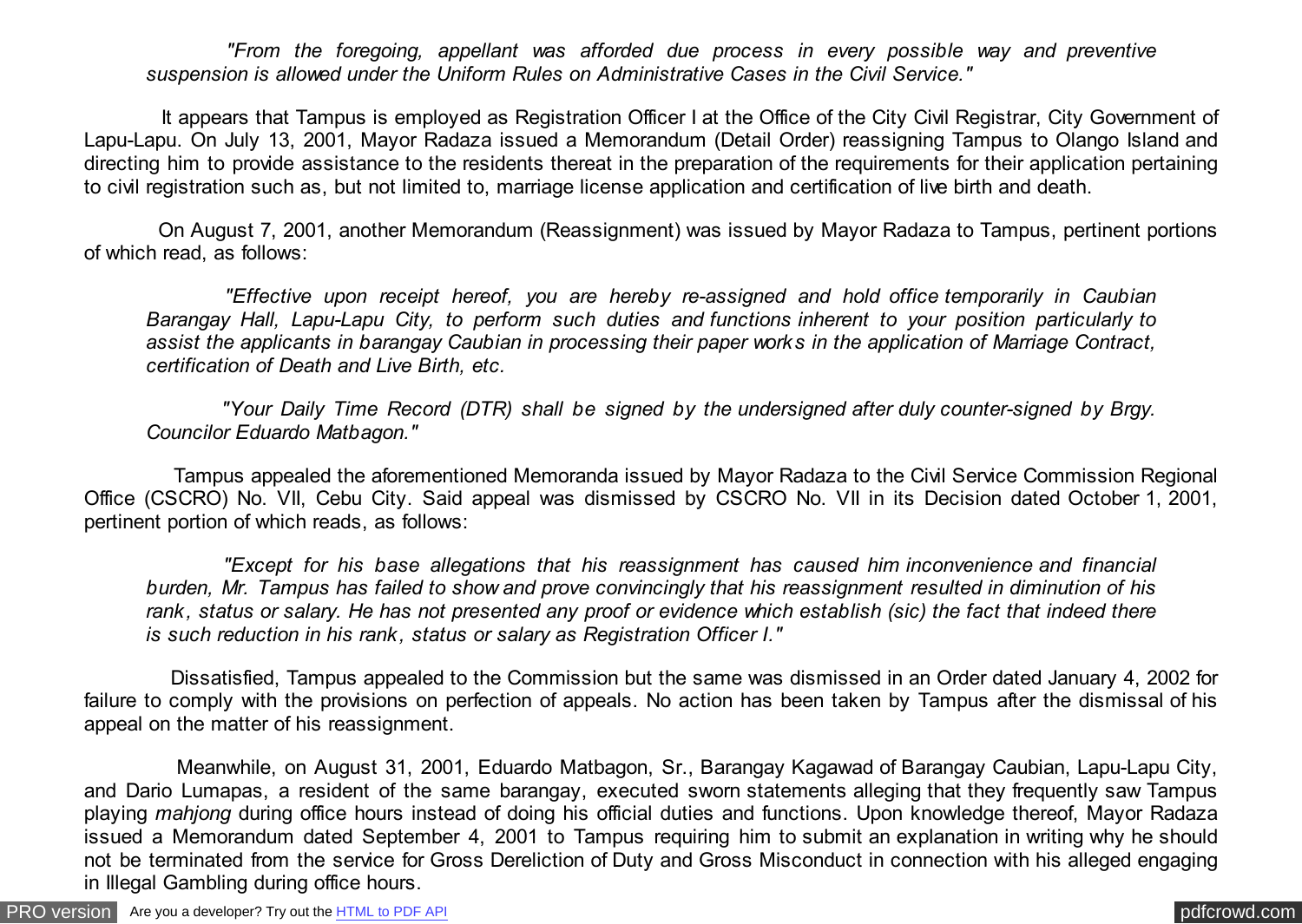*"From the foregoing, appellant was afforded due process in every possible way and preventive suspension is allowed under the Uniform Rules on Administrative Cases in the Civil Service."*

It appears that Tampus is employed as Registration Officer I at the Office of the City Civil Registrar, City Government of Lapu-Lapu. On July 13, 2001, Mayor Radaza issued a Memorandum (Detail Order) reassigning Tampus to Olango Island and directing him to provide assistance to the residents thereat in the preparation of the requirements for their application pertaining to civil registration such as, but not limited to, marriage license application and certification of live birth and death.

On August 7, 2001, another Memorandum (Reassignment) was issued by Mayor Radaza to Tampus, pertinent portions of which read, as follows:

*"Effective upon receipt hereof, you are hereby re-assigned and hold office temporarily in Caubian Barangay Hall, Lapu-Lapu City, to perform such duties and functions inherent to your position particularly to assist the applicants in barangay Caubian in processing their paper works in the application of Marriage Contract, certification of Death and Live Birth, etc.*

*"Your Daily Time Record (DTR) shall be signed by the undersigned after duly counter-signed by Brgy. Councilor Eduardo Matbagon."*

Tampus appealed the aforementioned Memoranda issued by Mayor Radaza to the Civil Service Commission Regional Office (CSCRO) No. VII, Cebu City. Said appeal was dismissed by CSCRO No. VII in its Decision dated October 1, 2001, pertinent portion of which reads, as follows:

*"Except for his base allegations that his reassignment has caused him inconvenience and financial burden, Mr. Tampus has failed to show and prove convincingly that his reassignment resulted in diminution of his rank, status or salary. He has not presented any proof or evidence which establish (sic) the fact that indeed there is such reduction in his rank, status or salary as Registration Officer I."*

Dissatisfied, Tampus appealed to the Commission but the same was dismissed in an Order dated January 4, 2002 for failure to comply with the provisions on perfection of appeals. No action has been taken by Tampus after the dismissal of his appeal on the matter of his reassignment.

Meanwhile, on August 31, 2001, Eduardo Matbagon, Sr., Barangay Kagawad of Barangay Caubian, Lapu-Lapu City, and Dario Lumapas, a resident of the same barangay, executed sworn statements alleging that they frequently saw Tampus playing *mahjong* during office hours instead of doing his official duties and functions. Upon knowledge thereof, Mayor Radaza issued a Memorandum dated September 4, 2001 to Tampus requiring him to submit an explanation in writing why he should not be terminated from the service for Gross Dereliction of Duty and Gross Misconduct in connection with his alleged engaging in Illegal Gambling during office hours.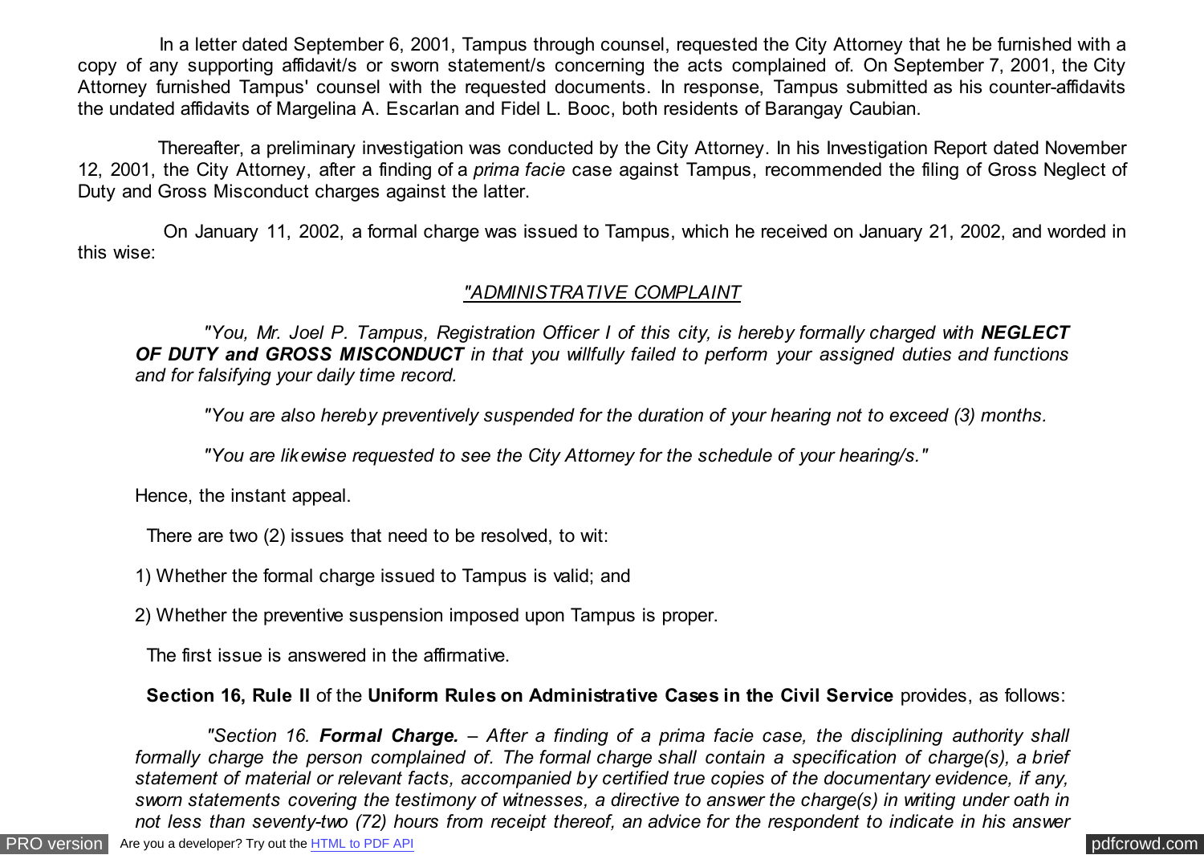In a letter dated September 6, 2001, Tampus through counsel, requested the City Attorney that he be furnished with a copy of any supporting affidavit/s or sworn statement/s concerning the acts complained of. On September 7, 2001, the City Attorney furnished Tampus' counsel with the requested documents. In response, Tampus submitted as his counter-affidavits the undated affidavits of Margelina A. Escarlan and Fidel L. Booc, both residents of Barangay Caubian.

Thereafter, a preliminary investigation was conducted by the City Attorney. In his Investigation Report dated November 12, 2001, the City Attorney, after a finding of a *prima facie* case against Tampus, recommended the filing of Gross Neglect of Duty and Gross Misconduct charges against the latter.

On January 11, 2002, a formal charge was issued to Tampus, which he received on January 21, 2002, and worded in this wise:

> *"<u>ADMINISTRATIVE COMPLAINT</u>*
>
> *"You, Mr. Joel P. Tampus, Registration Officer I of this city, is hereby formally charged with **NEGLECT OF DUTY and GROSS MISCONDUCT** in that you willfully failed to perform your assigned duties and functions and for falsifying your daily time record.*
>
> *"You are also hereby preventively suspended for the duration of your hearing not to exceed (3) months.*
>
> *"You are likewise requested to see the City Attorney for the schedule of your hearing/s."*

Hence, the instant appeal.

There are two (2) issues that need to be resolved, to wit:

1) Whether the formal charge issued to Tampus is valid; and

2) Whether the preventive suspension imposed upon Tampus is proper.

The first issue is answered in the affirmative.

**Section 16, Rule II** of the **Uniform Rules on Administrative Cases in the Civil Service** provides, as follows:

> *"Section 16. **Formal Charge.** – After a finding of a prima facie case, the disciplining authority shall formally charge the person complained of. The formal charge shall contain a specification of charge(s), a brief statement of material or relevant facts, accompanied by certified true copies of the documentary evidence, if any, sworn statements covering the testimony of witnesses, a directive to answer the charge(s) in writing under oath in not less than seventy-two (72) hours from receipt thereof, an advice for the respondent to indicate in his answer*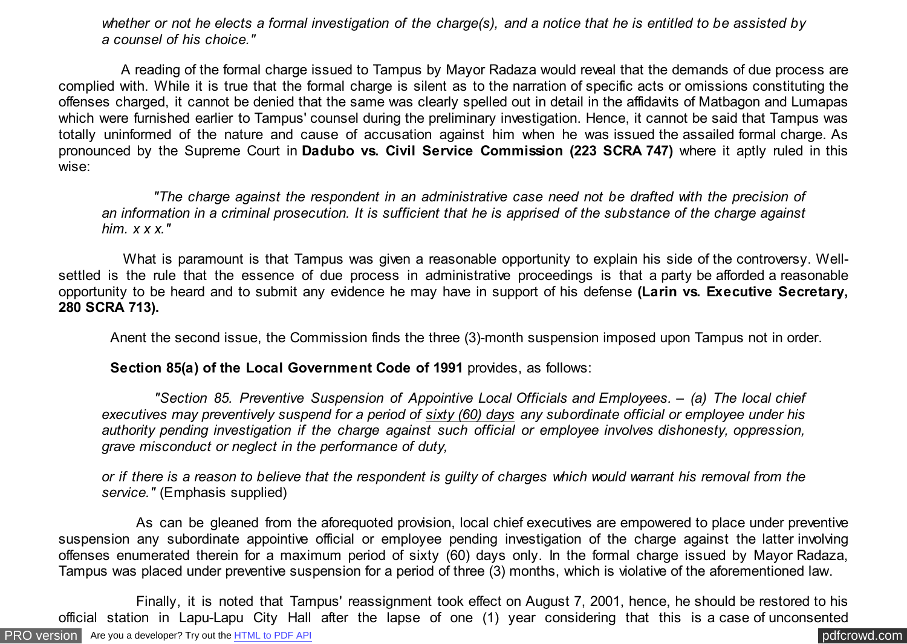*whether or not he elects a formal investigation of the charge(s), and a notice that he is entitled to be assisted by a counsel of his choice."*

A reading of the formal charge issued to Tampus by Mayor Radaza would reveal that the demands of due process are complied with. While it is true that the formal charge is silent as to the narration of specific acts or omissions constituting the offenses charged, it cannot be denied that the same was clearly spelled out in detail in the affidavits of Matbagon and Lumapas which were furnished earlier to Tampus' counsel during the preliminary investigation. Hence, it cannot be said that Tampus was totally uninformed of the nature and cause of accusation against him when he was issued the assailed formal charge. As pronounced by the Supreme Court in **Dadubo vs. Civil Service Commission (223 SCRA 747)** where it aptly ruled in this wise:

> *"The charge against the respondent in an administrative case need not be drafted with the precision of an information in a criminal prosecution. It is sufficient that he is apprised of the substance of the charge against him. x x x."*

What is paramount is that Tampus was given a reasonable opportunity to explain his side of the controversy. Well-settled is the rule that the essence of due process in administrative proceedings is that a party be afforded a reasonable opportunity to be heard and to submit any evidence he may have in support of his defense **(Larin vs. Executive Secretary, 280 SCRA 713).**

Anent the second issue, the Commission finds the three (3)-month suspension imposed upon Tampus not in order.

**Section 85(a) of the Local Government Code of 1991** provides, as follows:

> *"Section 85. Preventive Suspension of Appointive Local Officials and Employees. – (a) The local chief executives may preventively suspend for a period of* <u>*sixty (60) days*</u> *any subordinate official or employee under his authority pending investigation if the charge against such official or employee involves dishonesty, oppression, grave misconduct or neglect in the performance of duty,*
>
> *or if there is a reason to believe that the respondent is guilty of charges which would warrant his removal from the service."* (Emphasis supplied)

As can be gleaned from the aforequoted provision, local chief executives are empowered to place under preventive suspension any subordinate appointive official or employee pending investigation of the charge against the latter involving offenses enumerated therein for a maximum period of sixty (60) days only. In the formal charge issued by Mayor Radaza, Tampus was placed under preventive suspension for a period of three (3) months, which is violative of the aforementioned law.

Finally, it is noted that Tampus' reassignment took effect on August 7, 2001, hence, he should be restored to his official station in Lapu-Lapu City Hall after the lapse of one (1) year considering that this is a case of unconsented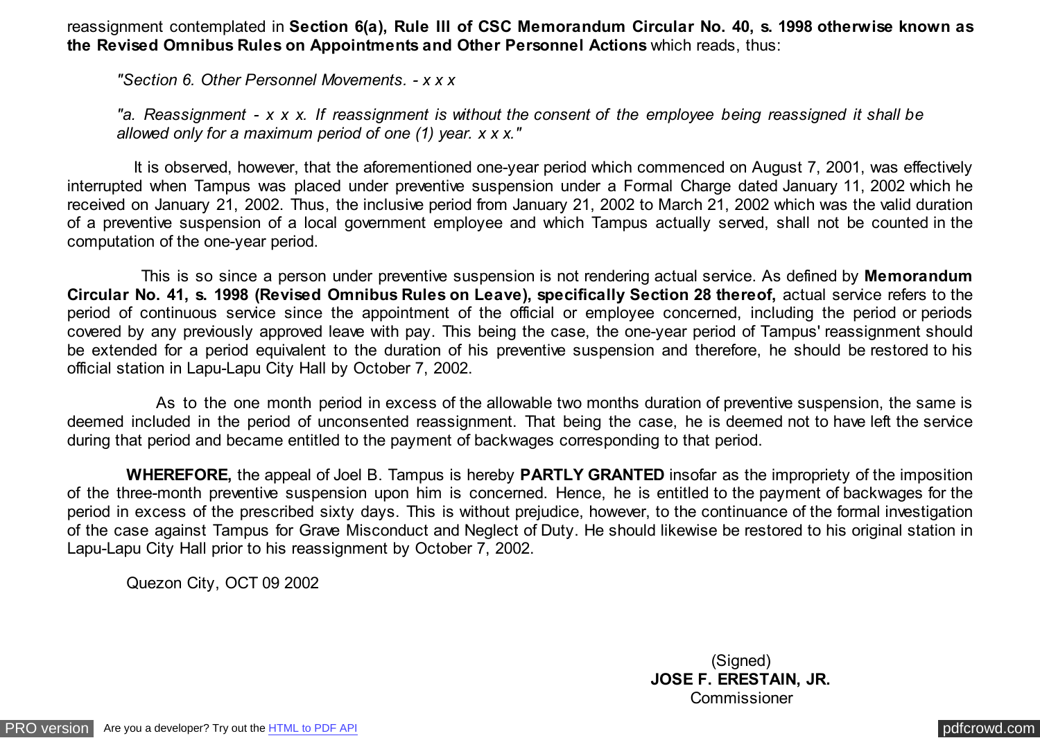reassignment contemplated in **Section 6(a), Rule III of CSC Memorandum Circular No. 40, s. 1998 otherwise known as the Revised Omnibus Rules on Appointments and Other Personnel Actions** which reads, thus:

> *"Section 6. Other Personnel Movements. - x x x*
>
> *"a. Reassignment - x x x. If reassignment is without the consent of the employee being reassigned it shall be allowed only for a maximum period of one (1) year. x x x."*

It is observed, however, that the aforementioned one-year period which commenced on August 7, 2001, was effectively interrupted when Tampus was placed under preventive suspension under a Formal Charge dated January 11, 2002 which he received on January 21, 2002. Thus, the inclusive period from January 21, 2002 to March 21, 2002 which was the valid duration of a preventive suspension of a local government employee and which Tampus actually served, shall not be counted in the computation of the one-year period.

This is so since a person under preventive suspension is not rendering actual service. As defined by **Memorandum Circular No. 41, s. 1998 (Revised Omnibus Rules on Leave), specifically Section 28 thereof,** actual service refers to the period of continuous service since the appointment of the official or employee concerned, including the period or periods covered by any previously approved leave with pay. This being the case, the one-year period of Tampus' reassignment should be extended for a period equivalent to the duration of his preventive suspension and therefore, he should be restored to his official station in Lapu-Lapu City Hall by October 7, 2002.

As to the one month period in excess of the allowable two months duration of preventive suspension, the same is deemed included in the period of unconsented reassignment. That being the case, he is deemed not to have left the service during that period and became entitled to the payment of backwages corresponding to that period.

**WHEREFORE,** the appeal of Joel B. Tampus is hereby **PARTLY GRANTED** insofar as the impropriety of the imposition of the three-month preventive suspension upon him is concerned. Hence, he is entitled to the payment of backwages for the period in excess of the prescribed sixty days. This is without prejudice, however, to the continuance of the formal investigation of the case against Tampus for Grave Misconduct and Neglect of Duty. He should likewise be restored to his original station in Lapu-Lapu City Hall prior to his reassignment by October 7, 2002.

Quezon City, OCT 09 2002

(Signed)
**JOSE F. ERESTAIN, JR.**
Commissioner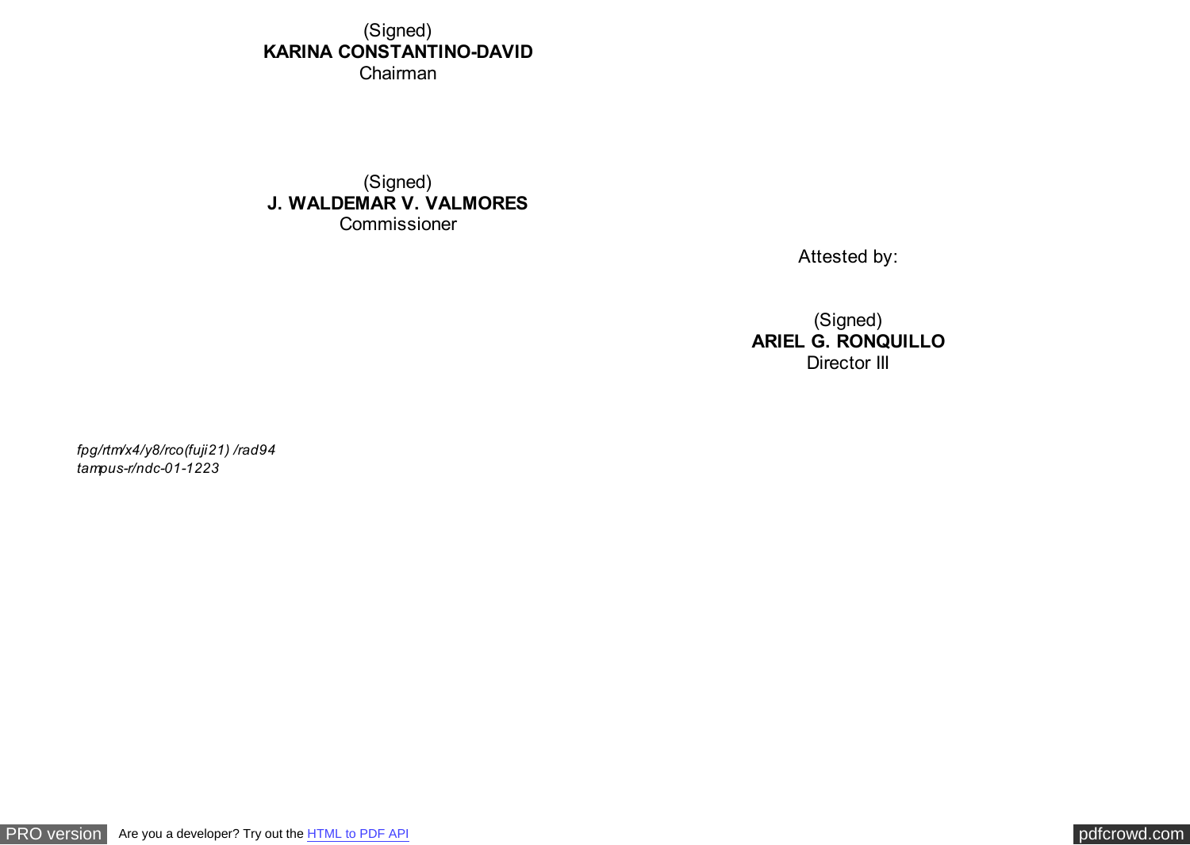(Signed)
**KARINA CONSTANTINO-DAVID**
Chairman

(Signed)
**J. WALDEMAR V. VALMORES**
Commissioner

Attested by:

(Signed)
**ARIEL G. RONQUILLO**
Director III

*fpg/rtm/x4/y8/rco(fuji21) /rad94*
*tampus-r/ndc-01-1223*